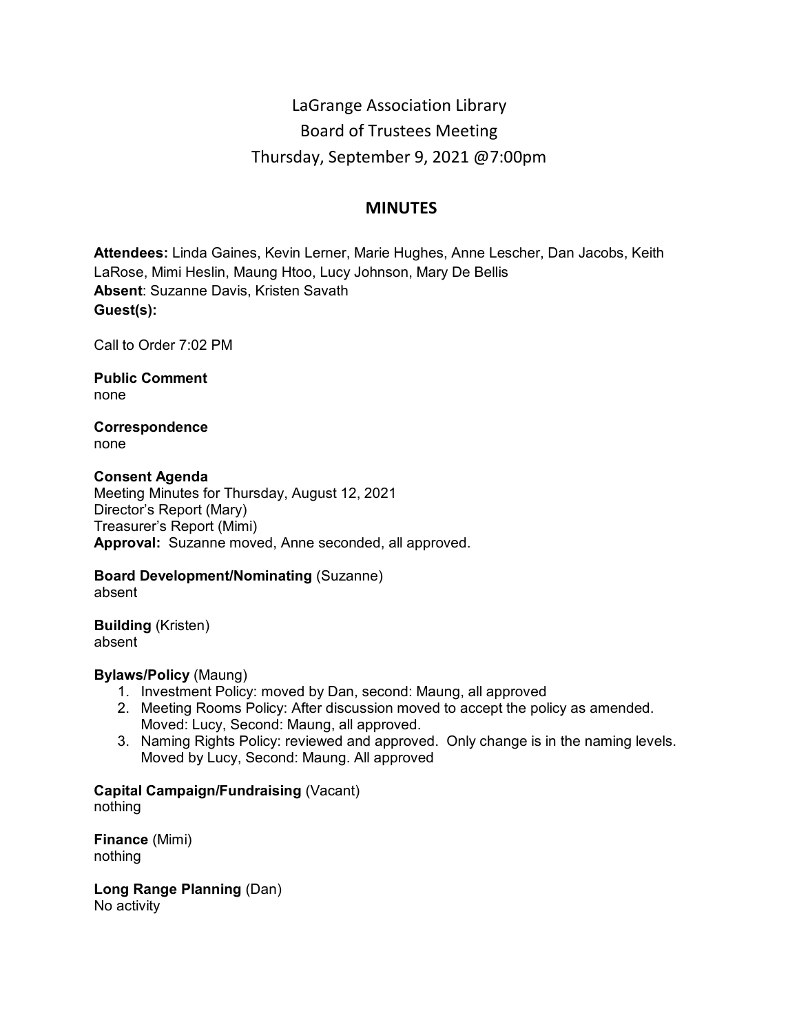# LaGrange Association Library
## Board of Trustees Meeting
### Thursday, September 9, 2021 @7:00pm

## MINUTES

**Attendees:** Linda Gaines, Kevin Lerner, Marie Hughes, Anne Lescher, Dan Jacobs, Keith LaRose, Mimi Heslin, Maung Htoo, Lucy Johnson, Mary De Bellis
**Absent**: Suzanne Davis, Kristen Savath
**Guest(s):**

Call to Order 7:02 PM

**Public Comment**
none

**Correspondence**
none

**Consent Agenda**
Meeting Minutes for Thursday, August 12, 2021
Director's Report (Mary)
Treasurer's Report (Mimi)
**Approval:** Suzanne moved, Anne seconded, all approved.

**Board Development/Nominating** (Suzanne)
absent

**Building** (Kristen)
absent

**Bylaws/Policy** (Maung)

1. Investment Policy: moved by Dan, second: Maung, all approved
2. Meeting Rooms Policy: After discussion moved to accept the policy as amended. Moved: Lucy, Second: Maung, all approved.
3. Naming Rights Policy: reviewed and approved. Only change is in the naming levels. Moved by Lucy, Second: Maung. All approved

**Capital Campaign/Fundraising** (Vacant)
nothing

**Finance** (Mimi)
nothing

**Long Range Planning** (Dan)
No activity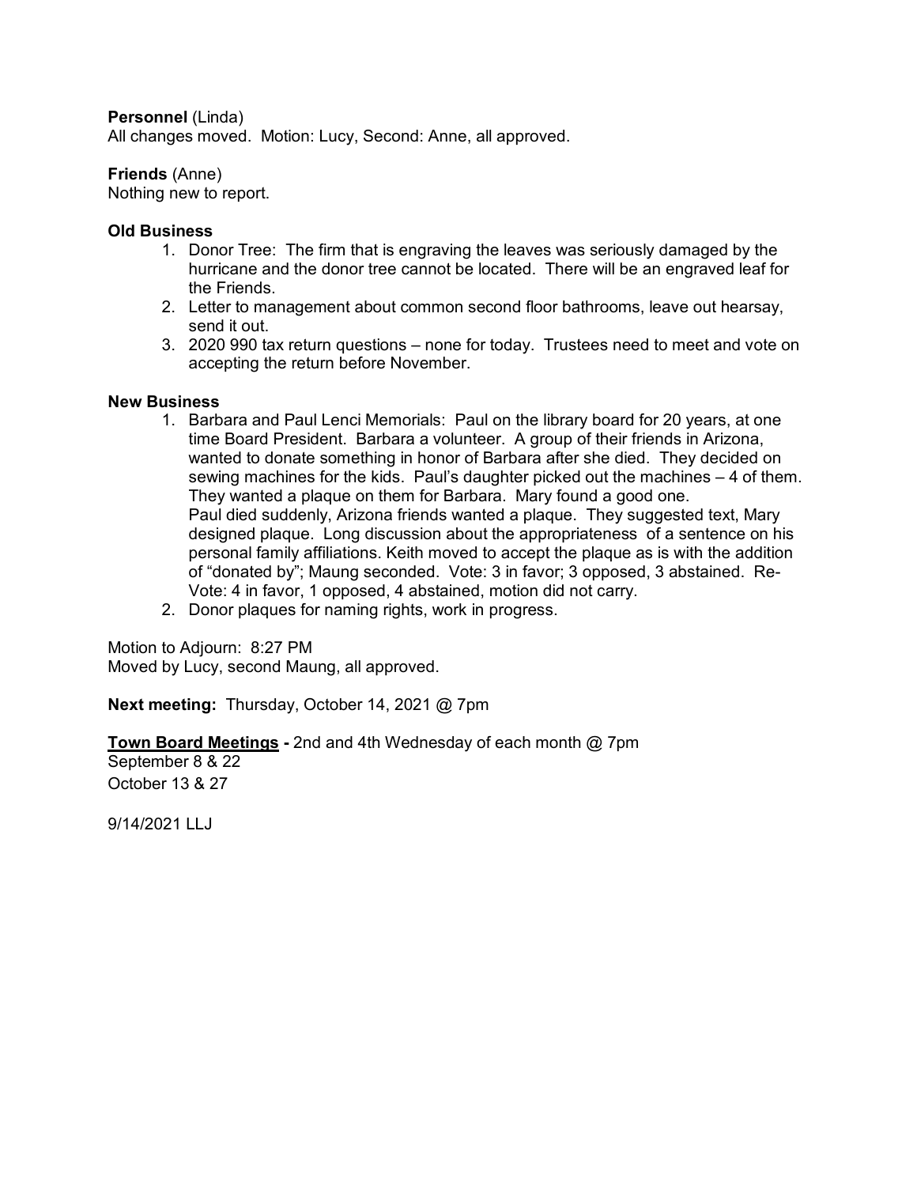**Personnel** (Linda)
All changes moved. Motion: Lucy, Second: Anne, all approved.

**Friends** (Anne)
Nothing new to report.

**Old Business**

1. Donor Tree: The firm that is engraving the leaves was seriously damaged by the hurricane and the donor tree cannot be located. There will be an engraved leaf for the Friends.
2. Letter to management about common second floor bathrooms, leave out hearsay, send it out.
3. 2020 990 tax return questions – none for today. Trustees need to meet and vote on accepting the return before November.

**New Business**

1. Barbara and Paul Lenci Memorials: Paul on the library board for 20 years, at one time Board President. Barbara a volunteer. A group of their friends in Arizona, wanted to donate something in honor of Barbara after she died. They decided on sewing machines for the kids. Paul's daughter picked out the machines – 4 of them. They wanted a plaque on them for Barbara. Mary found a good one.
   Paul died suddenly, Arizona friends wanted a plaque. They suggested text, Mary designed plaque. Long discussion about the appropriateness of a sentence on his personal family affiliations. Keith moved to accept the plaque as is with the addition of "donated by"; Maung seconded. Vote: 3 in favor; 3 opposed, 3 abstained. Re-Vote: 4 in favor, 1 opposed, 4 abstained, motion did not carry.
2. Donor plaques for naming rights, work in progress.

Motion to Adjourn: 8:27 PM
Moved by Lucy, second Maung, all approved.

**Next meeting:** Thursday, October 14, 2021 @ 7pm

**<u>Town Board Meetings</u> -** 2nd and 4th Wednesday of each month @ 7pm
September 8 & 22
October 13 & 27

9/14/2021 LLJ